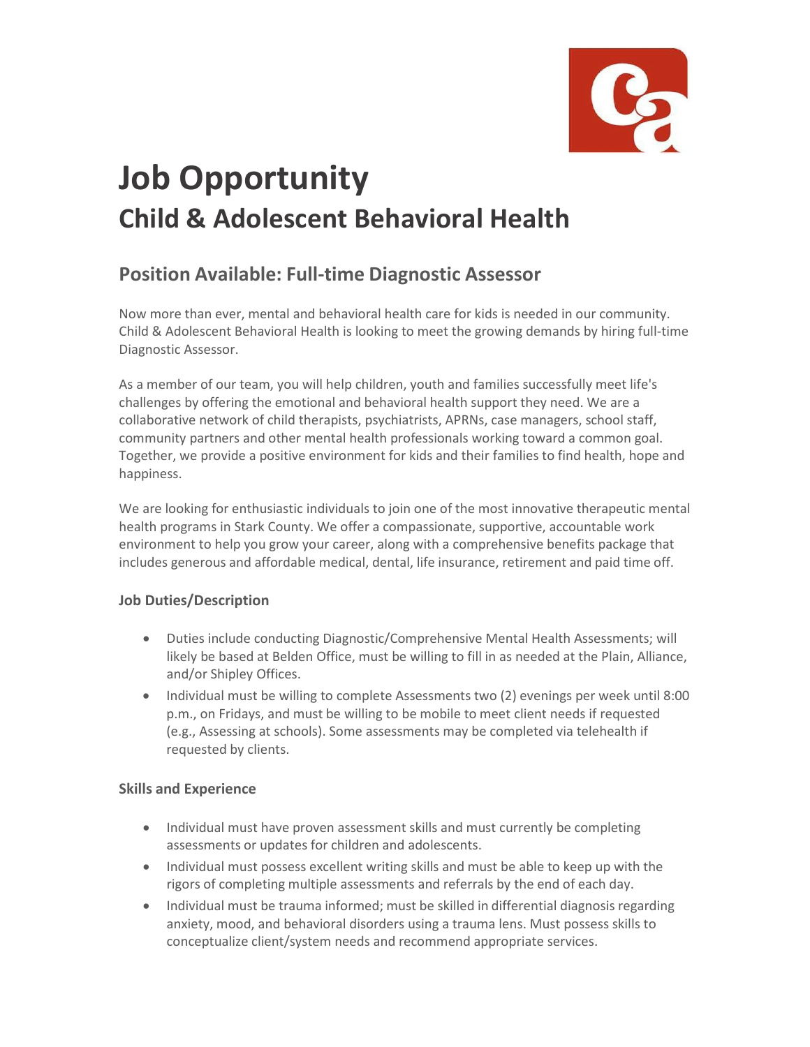# Job Opportunity

## Child & Adolescent Behavioral Health

### Position Available: Full-time Diagnostic Assessor

Now more than ever, mental and behavioral health care for kids is needed in our community. Child & Adolescent Behavioral Health is looking to meet the growing demands by hiring full-time Diagnostic Assessor.

As a member of our team, you will help children, youth and families successfully meet life's challenges by offering the emotional and behavioral health support they need. We are a collaborative network of child therapists, psychiatrists, APRNs, case managers, school staff, community partners and other mental health professionals working toward a common goal. Together, we provide a positive environment for kids and their families to find health, hope and happiness.

We are looking for enthusiastic individuals to join one of the most innovative therapeutic mental health programs in Stark County. We offer a compassionate, supportive, accountable work environment to help you grow your career, along with a comprehensive benefits package that includes generous and affordable medical, dental, life insurance, retirement and paid time off.

#### Job Duties/Description

- Duties include conducting Diagnostic/Comprehensive Mental Health Assessments; will likely be based at Belden Office, must be willing to fill in as needed at the Plain, Alliance, and/or Shipley Offices.
- Individual must be willing to complete Assessments two (2) evenings per week until 8:00 p.m., on Fridays, and must be willing to be mobile to meet client needs if requested (e.g., Assessing at schools). Some assessments may be completed via telehealth if requested by clients.

#### Skills and Experience

- Individual must have proven assessment skills and must currently be completing assessments or updates for children and adolescents.
- Individual must possess excellent writing skills and must be able to keep up with the rigors of completing multiple assessments and referrals by the end of each day.
- Individual must be trauma informed; must be skilled in differential diagnosis regarding anxiety, mood, and behavioral disorders using a trauma lens. Must possess skills to conceptualize client/system needs and recommend appropriate services.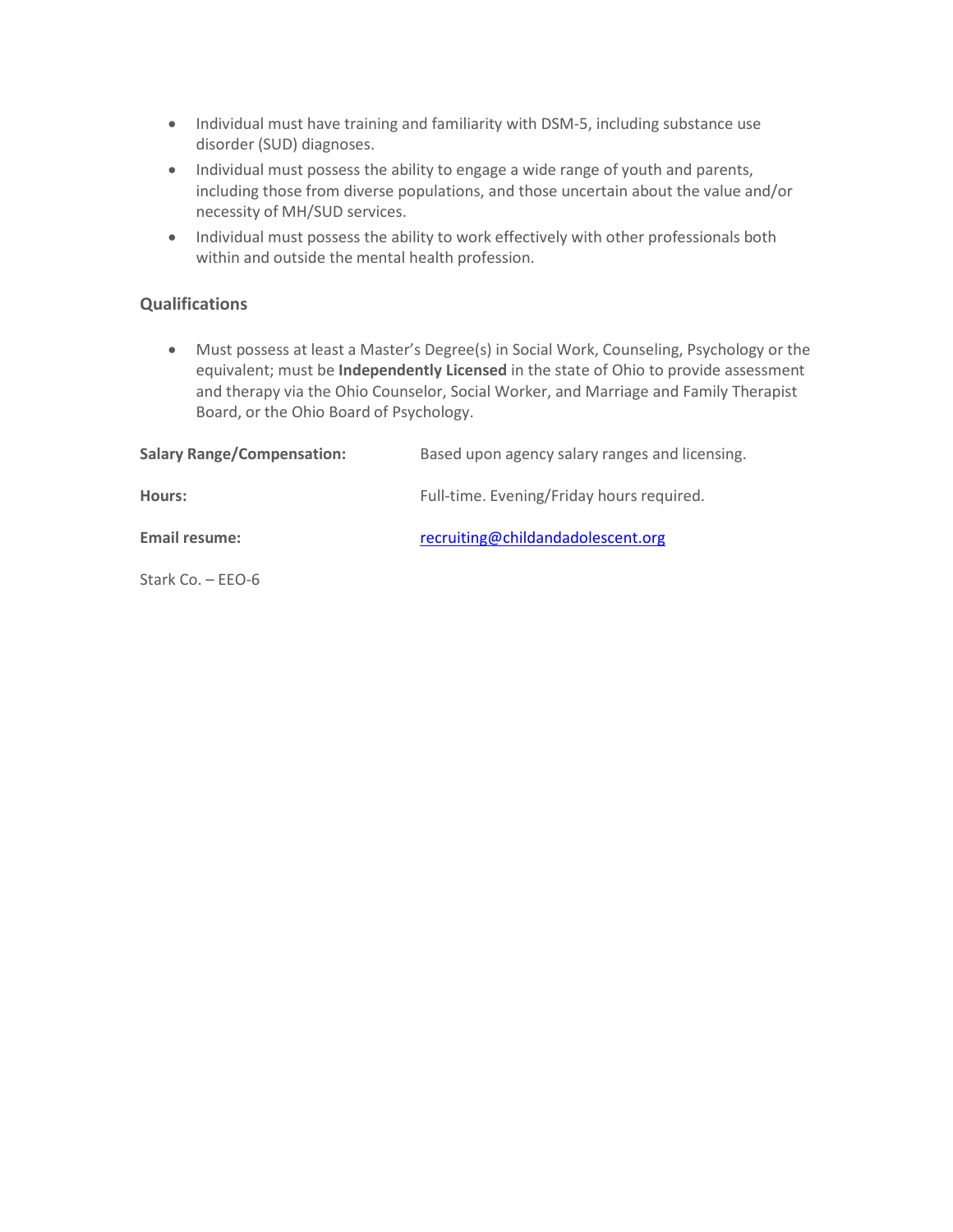- Individual must have training and familiarity with DSM-5, including substance use disorder (SUD) diagnoses.
- Individual must possess the ability to engage a wide range of youth and parents, including those from diverse populations, and those uncertain about the value and/or necessity of MH/SUD services.
- Individual must possess the ability to work effectively with other professionals both within and outside the mental health profession.

## Qualifications

- Must possess at least a Master's Degree(s) in Social Work, Counseling, Psychology or the equivalent; must be **Independently Licensed** in the state of Ohio to provide assessment and therapy via the Ohio Counselor, Social Worker, and Marriage and Family Therapist Board, or the Ohio Board of Psychology.

**Salary Range/Compensation:** Based upon agency salary ranges and licensing.

**Hours:** Full-time. Evening/Friday hours required.

**Email resume:** recruiting@childandadolescent.org

Stark Co. – EEO-6